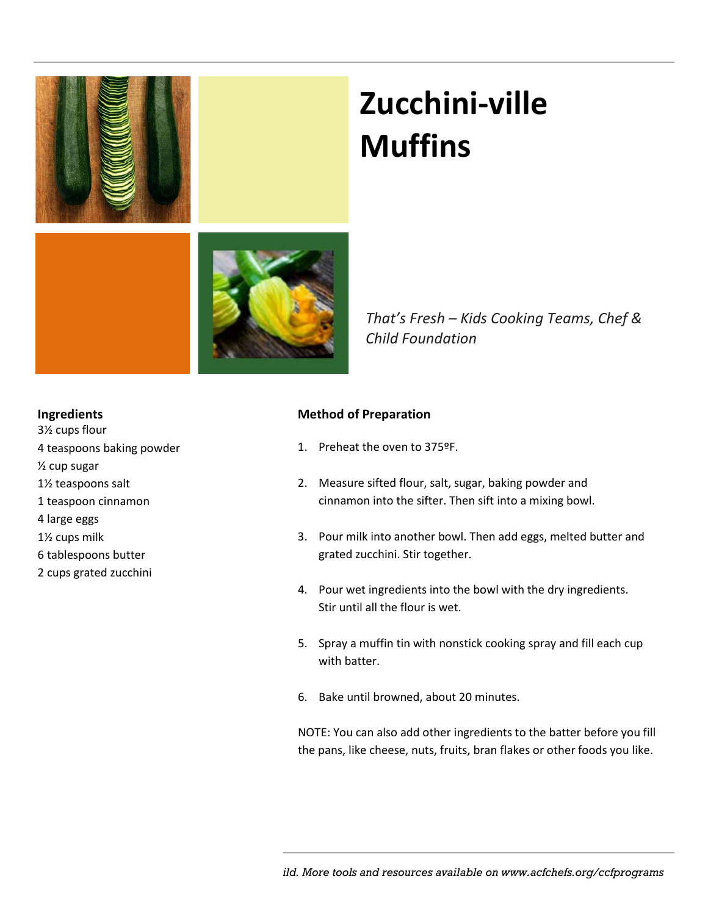# Zucchini-ville Muffins

*That's Fresh – Kids Cooking Teams, Chef & Child Foundation*

**Ingredients**

3½ cups flour
4 teaspoons baking powder
½ cup sugar
1½ teaspoons salt
1 teaspoon cinnamon
4 large eggs
1½ cups milk
6 tablespoons butter
2 cups grated zucchini

**Method of Preparation**

1. Preheat the oven to 375ºF.
2. Measure sifted flour, salt, sugar, baking powder and cinnamon into the sifter. Then sift into a mixing bowl.
3. Pour milk into another bowl. Then add eggs, melted butter and grated zucchini. Stir together.
4. Pour wet ingredients into the bowl with the dry ingredients. Stir until all the flour is wet.
5. Spray a muffin tin with nonstick cooking spray and fill each cup with batter.
6. Bake until browned, about 20 minutes.

NOTE: You can also add other ingredients to the batter before you fill the pans, like cheese, nuts, fruits, bran flakes or other foods you like.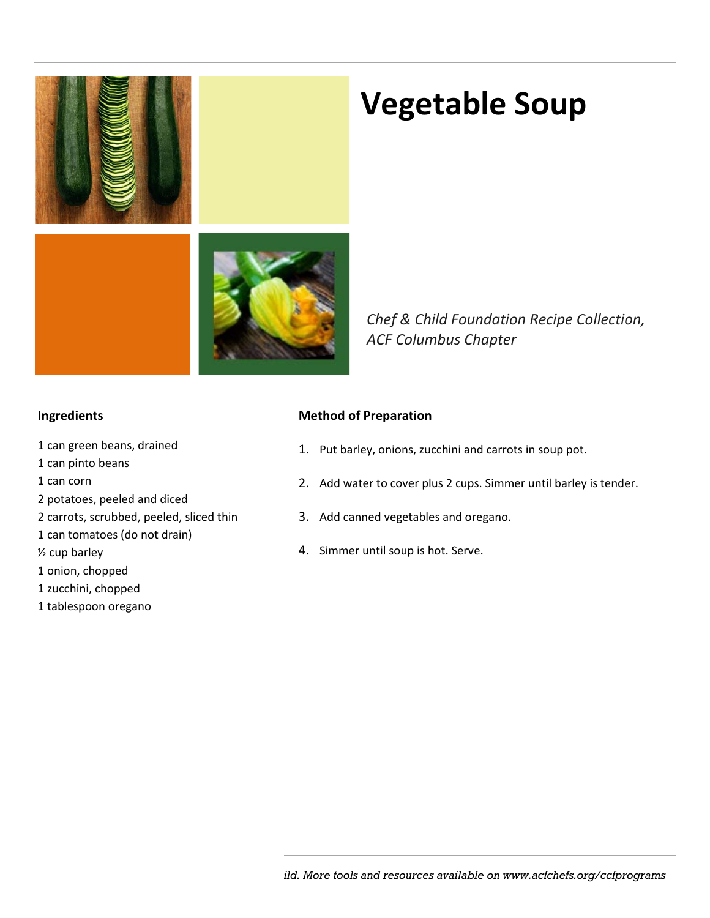# Vegetable Soup

*Chef & Child Foundation Recipe Collection, ACF Columbus Chapter*

**Ingredients**

1 can green beans, drained
1 can pinto beans
1 can corn
2 potatoes, peeled and diced
2 carrots, scrubbed, peeled, sliced thin
1 can tomatoes (do not drain)
½ cup barley
1 onion, chopped
1 zucchini, chopped
1 tablespoon oregano

**Method of Preparation**

1. Put barley, onions, zucchini and carrots in soup pot.
2. Add water to cover plus 2 cups. Simmer until barley is tender.
3. Add canned vegetables and oregano.
4. Simmer until soup is hot. Serve.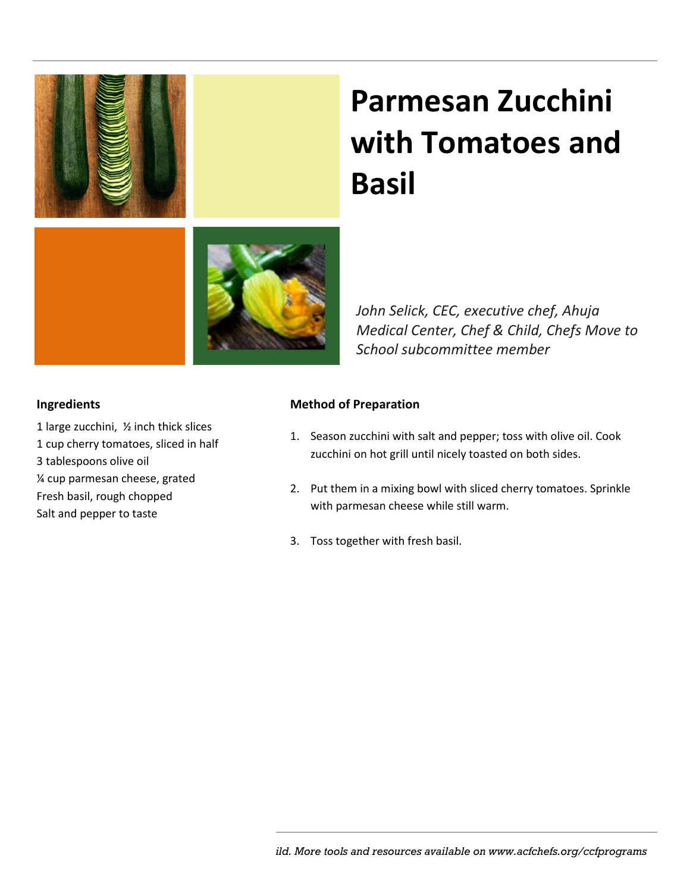# Parmesan Zucchini with Tomatoes and Basil

*John Selick, CEC, executive chef, Ahuja Medical Center, Chef & Child, Chefs Move to School subcommittee member*

### Ingredients

1 large zucchini, ½ inch thick slices
1 cup cherry tomatoes, sliced in half
3 tablespoons olive oil
¼ cup parmesan cheese, grated
Fresh basil, rough chopped
Salt and pepper to taste

### Method of Preparation

1. Season zucchini with salt and pepper; toss with olive oil. Cook zucchini on hot grill until nicely toasted on both sides.
2. Put them in a mixing bowl with sliced cherry tomatoes. Sprinkle with parmesan cheese while still warm.
3. Toss together with fresh basil.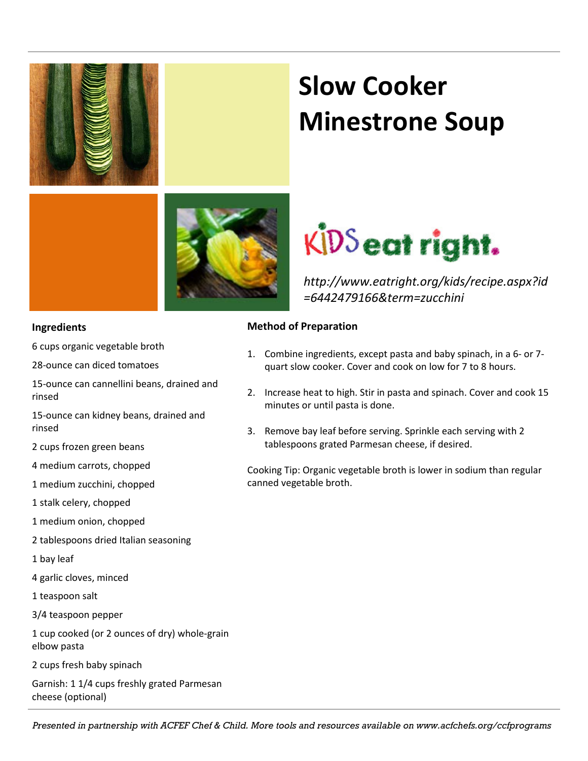# Slow Cooker Minestrone Soup

KIDS eat right.

*http://www.eatright.org/kids/recipe.aspx?id=6442479166&term=zucchini*

## Ingredients

6 cups organic vegetable broth

28-ounce can diced tomatoes

15-ounce can cannellini beans, drained and rinsed

15-ounce can kidney beans, drained and rinsed

2 cups frozen green beans

4 medium carrots, chopped

1 medium zucchini, chopped

1 stalk celery, chopped

1 medium onion, chopped

2 tablespoons dried Italian seasoning

1 bay leaf

4 garlic cloves, minced

1 teaspoon salt

3/4 teaspoon pepper

1 cup cooked (or 2 ounces of dry) whole-grain elbow pasta

2 cups fresh baby spinach

Garnish: 1 1/4 cups freshly grated Parmesan cheese (optional)

## Method of Preparation

1. Combine ingredients, except pasta and baby spinach, in a 6- or 7-quart slow cooker. Cover and cook on low for 7 to 8 hours.
2. Increase heat to high. Stir in pasta and spinach. Cover and cook 15 minutes or until pasta is done.
3. Remove bay leaf before serving. Sprinkle each serving with 2 tablespoons grated Parmesan cheese, if desired.

Cooking Tip: Organic vegetable broth is lower in sodium than regular canned vegetable broth.

*Presented in partnership with ACFEF Chef & Child. More tools and resources available on www.acfchefs.org/ccfprograms*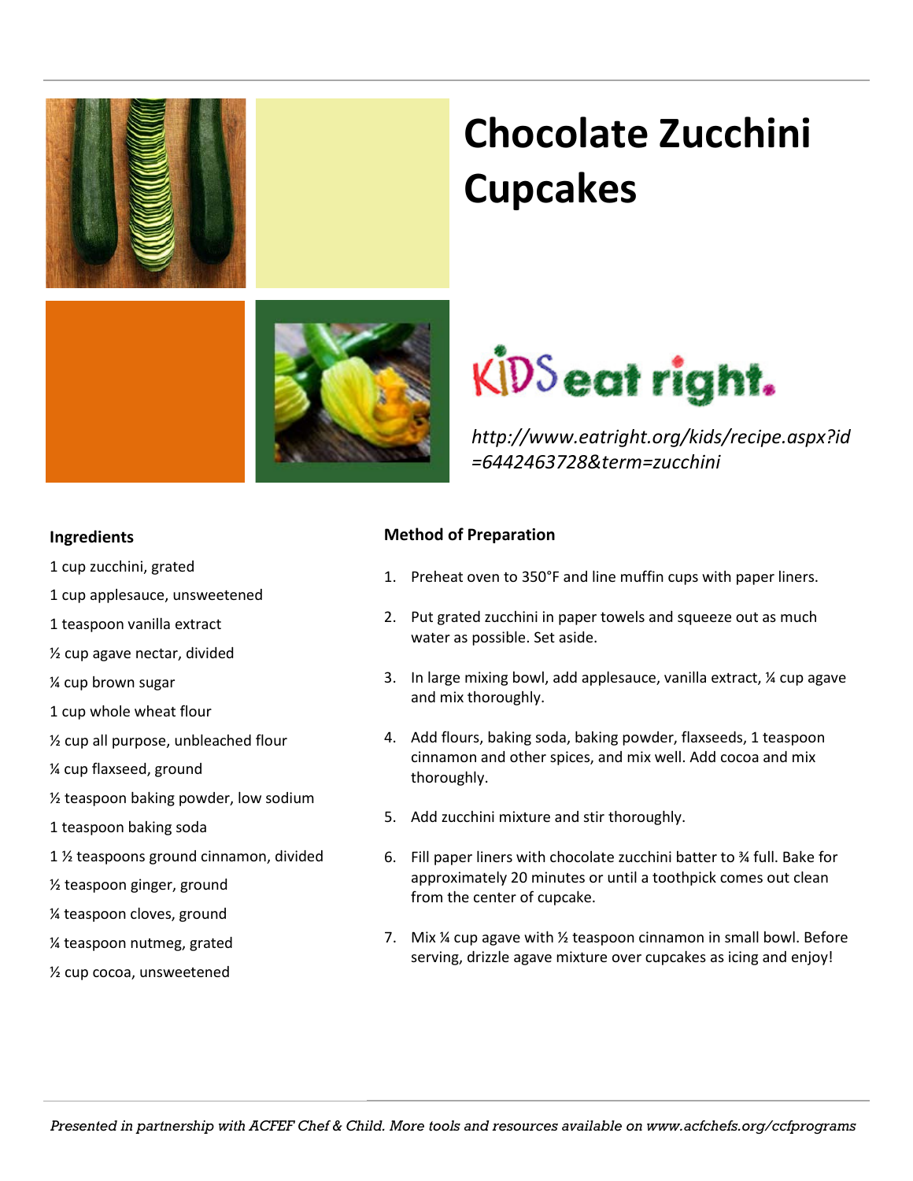# Chocolate Zucchini Cupcakes

KIDS eat right.

*http://www.eatright.org/kids/recipe.aspx?id=6442463728&term=zucchini*

**Ingredients**

1 cup zucchini, grated

1 cup applesauce, unsweetened

1 teaspoon vanilla extract

½ cup agave nectar, divided

¼ cup brown sugar

1 cup whole wheat flour

½ cup all purpose, unbleached flour

¼ cup flaxseed, ground

½ teaspoon baking powder, low sodium

1 teaspoon baking soda

1 ½ teaspoons ground cinnamon, divided

½ teaspoon ginger, ground

¼ teaspoon cloves, ground

¼ teaspoon nutmeg, grated

½ cup cocoa, unsweetened

**Method of Preparation**

1. Preheat oven to 350°F and line muffin cups with paper liners.
2. Put grated zucchini in paper towels and squeeze out as much water as possible. Set aside.
3. In large mixing bowl, add applesauce, vanilla extract, ¼ cup agave and mix thoroughly.
4. Add flours, baking soda, baking powder, flaxseeds, 1 teaspoon cinnamon and other spices, and mix well. Add cocoa and mix thoroughly.
5. Add zucchini mixture and stir thoroughly.
6. Fill paper liners with chocolate zucchini batter to ¾ full. Bake for approximately 20 minutes or until a toothpick comes out clean from the center of cupcake.
7. Mix ¼ cup agave with ½ teaspoon cinnamon in small bowl. Before serving, drizzle agave mixture over cupcakes as icing and enjoy!

*Presented in partnership with ACFEF Chef & Child. More tools and resources available on www.acfchefs.org/ccfprograms*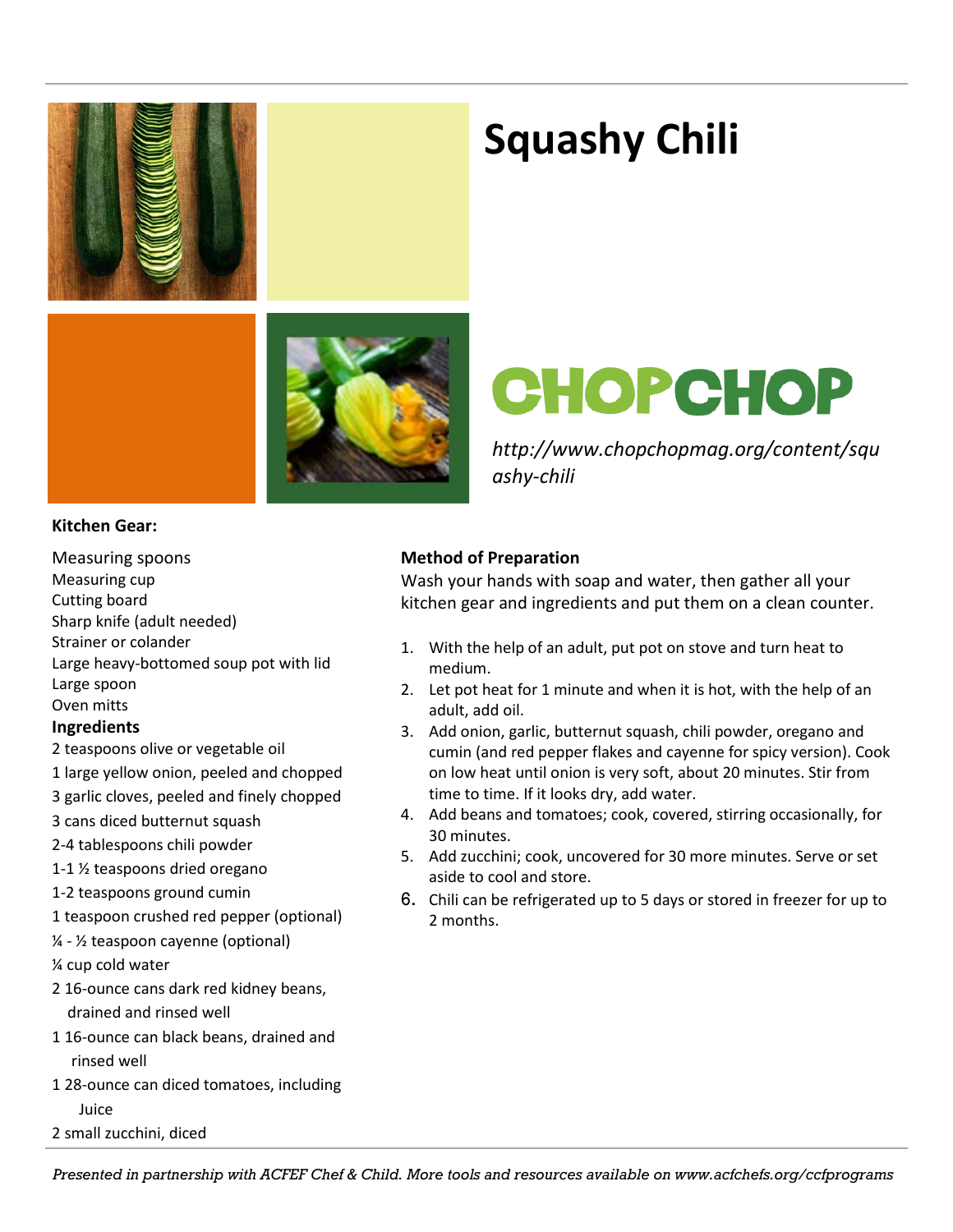# Squashy Chili

CHOPCHOP

*http://www.chopchopmag.org/content/squashy-chili*

**Kitchen Gear:**

Measuring spoons
Measuring cup
Cutting board
Sharp knife (adult needed)
Strainer or colander
Large heavy-bottomed soup pot with lid
Large spoon
Oven mitts

**Ingredients**

2 teaspoons olive or vegetable oil
1 large yellow onion, peeled and chopped
3 garlic cloves, peeled and finely chopped
3 cans diced butternut squash
2-4 tablespoons chili powder
1-1 ½ teaspoons dried oregano
1-2 teaspoons ground cumin
1 teaspoon crushed red pepper (optional)
¼ - ½ teaspoon cayenne (optional)
¼ cup cold water
2 16-ounce cans dark red kidney beans, drained and rinsed well
1 16-ounce can black beans, drained and rinsed well
1 28-ounce can diced tomatoes, including Juice
2 small zucchini, diced

**Method of Preparation**

Wash your hands with soap and water, then gather all your kitchen gear and ingredients and put them on a clean counter.

1. With the help of an adult, put pot on stove and turn heat to medium.
2. Let pot heat for 1 minute and when it is hot, with the help of an adult, add oil.
3. Add onion, garlic, butternut squash, chili powder, oregano and cumin (and red pepper flakes and cayenne for spicy version). Cook on low heat until onion is very soft, about 20 minutes. Stir from time to time. If it looks dry, add water.
4. Add beans and tomatoes; cook, covered, stirring occasionally, for 30 minutes.
5. Add zucchini; cook, uncovered for 30 more minutes. Serve or set aside to cool and store.
6. Chili can be refrigerated up to 5 days or stored in freezer for up to 2 months.

*Presented in partnership with ACFEF Chef & Child. More tools and resources available on www.acfchefs.org/ccfprograms*